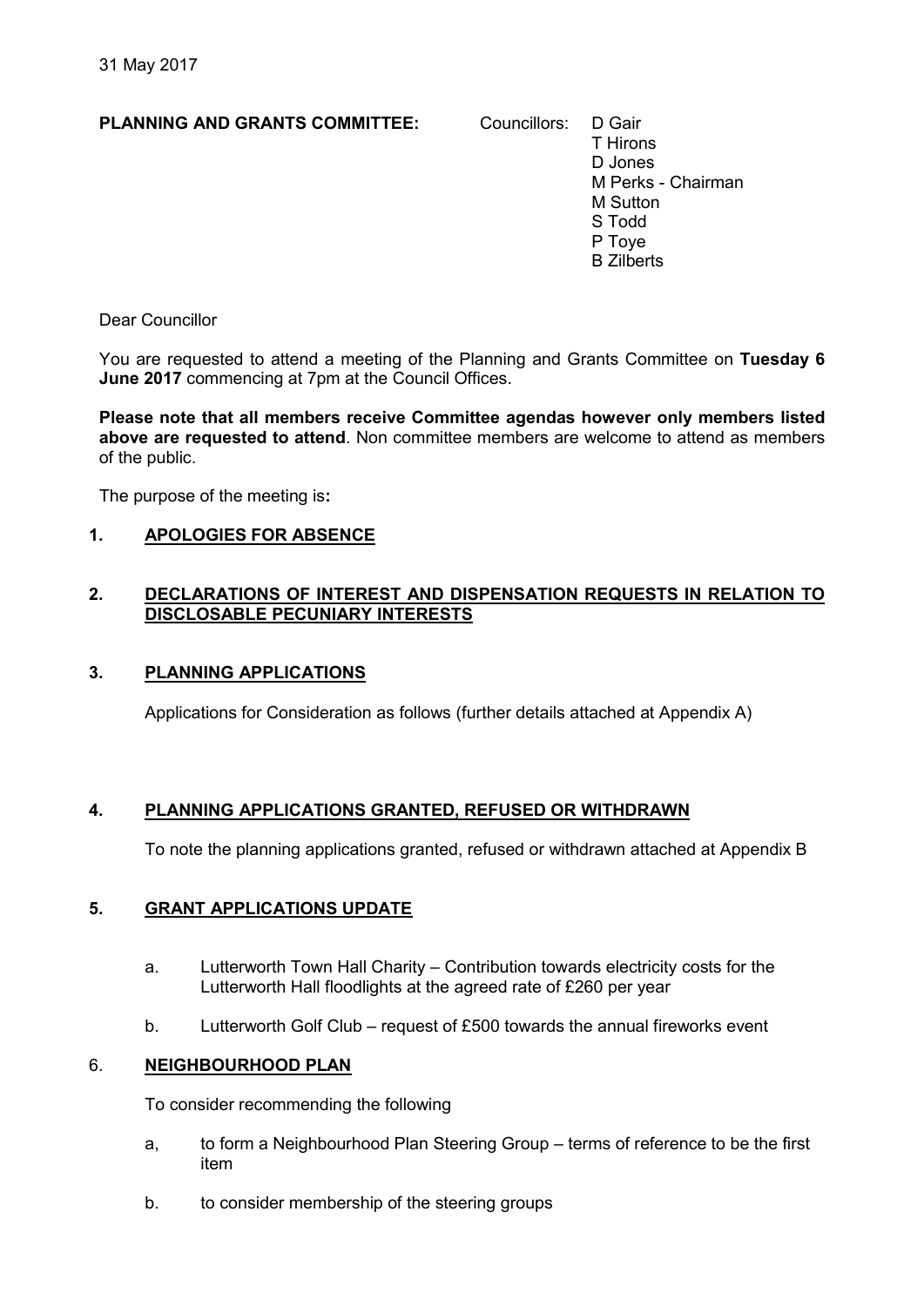31 May 2017

**PLANNING AND GRANTS COMMITTEE:** Councillors: D Gair
T Hirons
D Jones
M Perks - Chairman
M Sutton
S Todd
P Toye
B Zilberts

Dear Councillor

You are requested to attend a meeting of the Planning and Grants Committee on **Tuesday 6 June 2017** commencing at 7pm at the Council Offices.

**Please note that all members receive Committee agendas however only members listed above are requested to attend**. Non committee members are welcome to attend as members of the public.

The purpose of the meeting is**:**

## 1. APOLOGIES FOR ABSENCE

## 2. DECLARATIONS OF INTEREST AND DISPENSATION REQUESTS IN RELATION TO DISCLOSABLE PECUNIARY INTERESTS

## 3. PLANNING APPLICATIONS

Applications for Consideration as follows (further details attached at Appendix A)

## 4. PLANNING APPLICATIONS GRANTED, REFUSED OR WITHDRAWN

To note the planning applications granted, refused or withdrawn attached at Appendix B

## 5. GRANT APPLICATIONS UPDATE

a. Lutterworth Town Hall Charity – Contribution towards electricity costs for the Lutterworth Hall floodlights at the agreed rate of £260 per year

b. Lutterworth Golf Club – request of £500 towards the annual fireworks event

## 6. NEIGHBOURHOOD PLAN

To consider recommending the following

a, to form a Neighbourhood Plan Steering Group – terms of reference to be the first item

b. to consider membership of the steering groups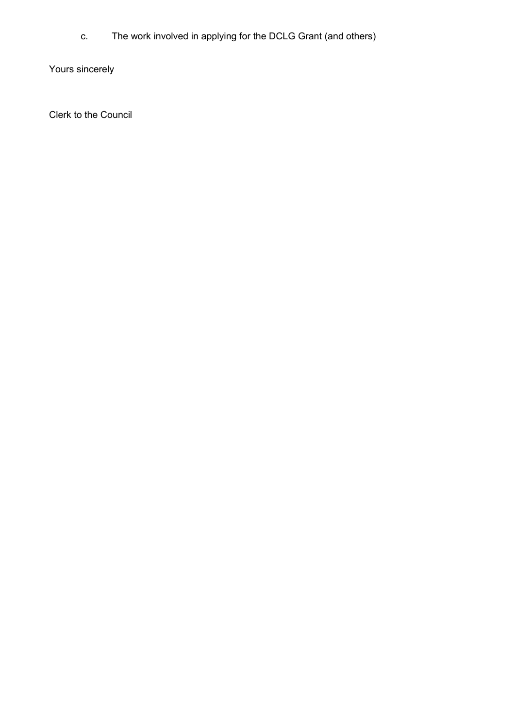c. The work involved in applying for the DCLG Grant (and others)

Yours sincerely

Clerk to the Council